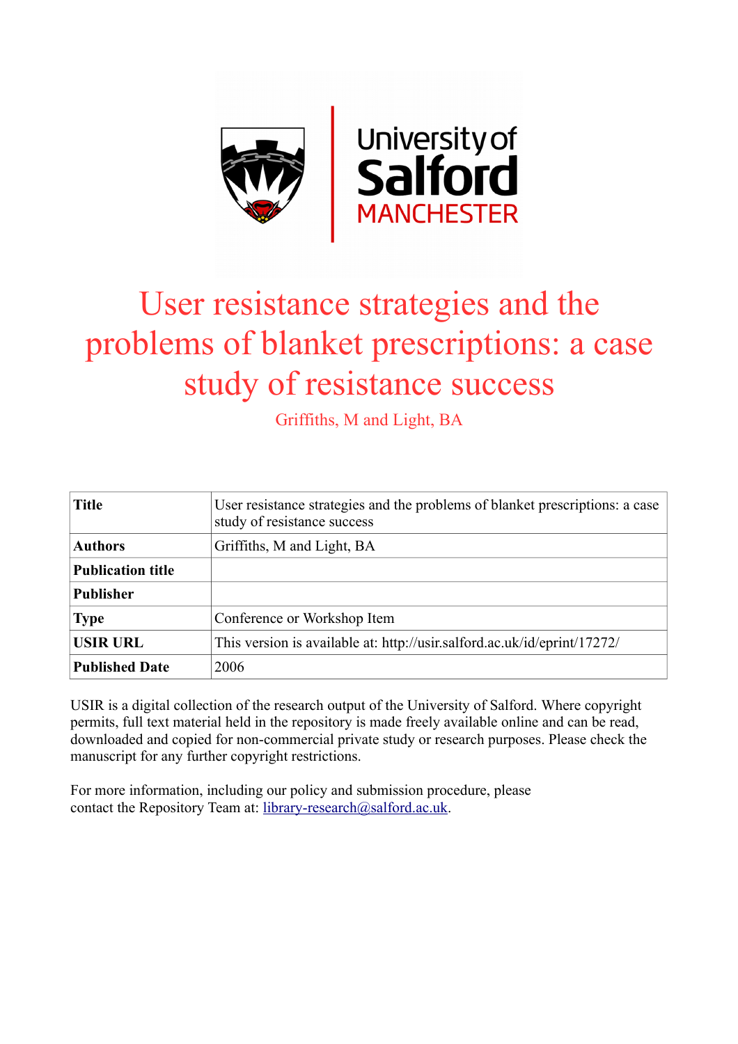# User resistance strategies and the problems of blanket prescriptions: a case study of resistance success

Griffiths, M and Light, BA

| Title | User resistance strategies and the problems of blanket prescriptions: a case study of resistance success |
|---|---|
| Authors | Griffiths, M and Light, BA |
| Publication title | |
| Publisher | |
| Type | Conference or Workshop Item |
| USIR URL | This version is available at: http://usir.salford.ac.uk/id/eprint/17272/ |
| Published Date | 2006 |

USIR is a digital collection of the research output of the University of Salford. Where copyright permits, full text material held in the repository is made freely available online and can be read, downloaded and copied for non-commercial private study or research purposes. Please check the manuscript for any further copyright restrictions.

For more information, including our policy and submission procedure, please contact the Repository Team at: library-research@salford.ac.uk.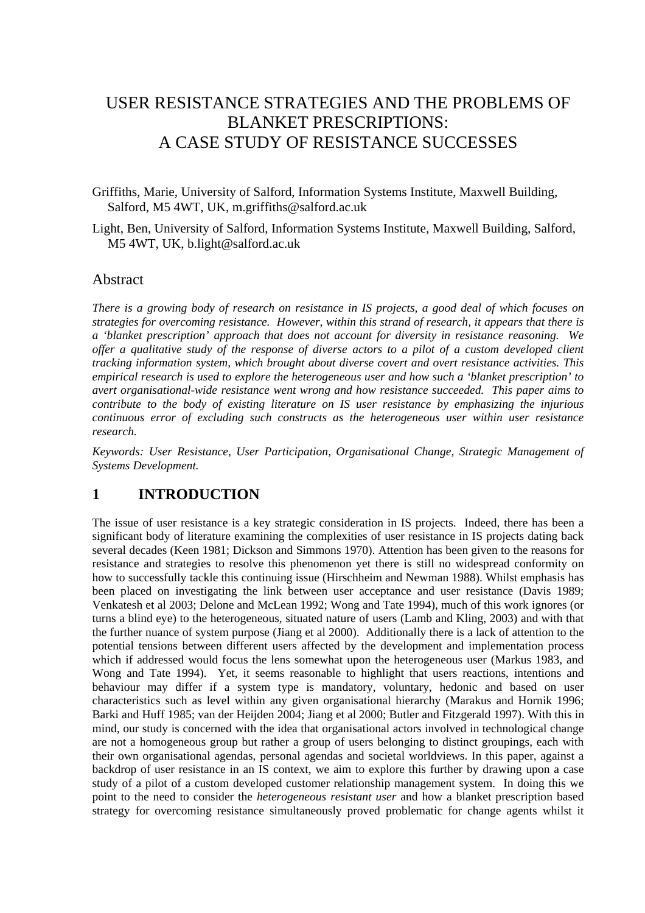# USER RESISTANCE STRATEGIES AND THE PROBLEMS OF BLANKET PRESCRIPTIONS: A CASE STUDY OF RESISTANCE SUCCESSES

Griffiths, Marie, University of Salford, Information Systems Institute, Maxwell Building, Salford, M5 4WT, UK, m.griffiths@salford.ac.uk

Light, Ben, University of Salford, Information Systems Institute, Maxwell Building, Salford, M5 4WT, UK, b.light@salford.ac.uk

## Abstract

*There is a growing body of research on resistance in IS projects, a good deal of which focuses on strategies for overcoming resistance. However, within this strand of research, it appears that there is a 'blanket prescription' approach that does not account for diversity in resistance reasoning. We offer a qualitative study of the response of diverse actors to a pilot of a custom developed client tracking information system, which brought about diverse covert and overt resistance activities. This empirical research is used to explore the heterogeneous user and how such a 'blanket prescription' to avert organisational-wide resistance went wrong and how resistance succeeded. This paper aims to contribute to the body of existing literature on IS user resistance by emphasizing the injurious continuous error of excluding such constructs as the heterogeneous user within user resistance research.*

*Keywords: User Resistance, User Participation, Organisational Change, Strategic Management of Systems Development.*

## 1 INTRODUCTION

The issue of user resistance is a key strategic consideration in IS projects. Indeed, there has been a significant body of literature examining the complexities of user resistance in IS projects dating back several decades (Keen 1981; Dickson and Simmons 1970). Attention has been given to the reasons for resistance and strategies to resolve this phenomenon yet there is still no widespread conformity on how to successfully tackle this continuing issue (Hirschheim and Newman 1988). Whilst emphasis has been placed on investigating the link between user acceptance and user resistance (Davis 1989; Venkatesh et al 2003; Delone and McLean 1992; Wong and Tate 1994), much of this work ignores (or turns a blind eye) to the heterogeneous, situated nature of users (Lamb and Kling, 2003) and with that the further nuance of system purpose (Jiang et al 2000). Additionally there is a lack of attention to the potential tensions between different users affected by the development and implementation process which if addressed would focus the lens somewhat upon the heterogeneous user (Markus 1983, and Wong and Tate 1994). Yet, it seems reasonable to highlight that users reactions, intentions and behaviour may differ if a system type is mandatory, voluntary, hedonic and based on user characteristics such as level within any given organisational hierarchy (Marakus and Hornik 1996; Barki and Huff 1985; van der Heijden 2004; Jiang et al 2000; Butler and Fitzgerald 1997). With this in mind, our study is concerned with the idea that organisational actors involved in technological change are not a homogeneous group but rather a group of users belonging to distinct groupings, each with their own organisational agendas, personal agendas and societal worldviews. In this paper, against a backdrop of user resistance in an IS context, we aim to explore this further by drawing upon a case study of a pilot of a custom developed customer relationship management system. In doing this we point to the need to consider the *heterogeneous resistant user* and how a blanket prescription based strategy for overcoming resistance simultaneously proved problematic for change agents whilst it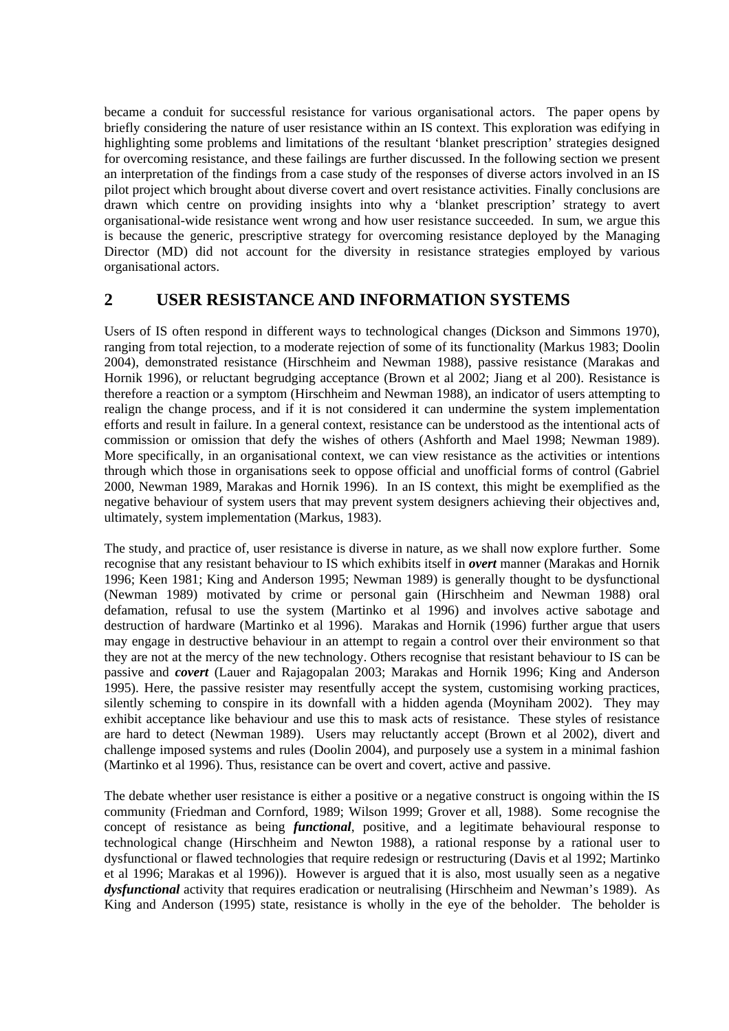became a conduit for successful resistance for various organisational actors. The paper opens by briefly considering the nature of user resistance within an IS context. This exploration was edifying in highlighting some problems and limitations of the resultant 'blanket prescription' strategies designed for overcoming resistance, and these failings are further discussed. In the following section we present an interpretation of the findings from a case study of the responses of diverse actors involved in an IS pilot project which brought about diverse covert and overt resistance activities. Finally conclusions are drawn which centre on providing insights into why a 'blanket prescription' strategy to avert organisational-wide resistance went wrong and how user resistance succeeded. In sum, we argue this is because the generic, prescriptive strategy for overcoming resistance deployed by the Managing Director (MD) did not account for the diversity in resistance strategies employed by various organisational actors.

## 2 USER RESISTANCE AND INFORMATION SYSTEMS

Users of IS often respond in different ways to technological changes (Dickson and Simmons 1970), ranging from total rejection, to a moderate rejection of some of its functionality (Markus 1983; Doolin 2004), demonstrated resistance (Hirschheim and Newman 1988), passive resistance (Marakas and Hornik 1996), or reluctant begrudging acceptance (Brown et al 2002; Jiang et al 200). Resistance is therefore a reaction or a symptom (Hirschheim and Newman 1988), an indicator of users attempting to realign the change process, and if it is not considered it can undermine the system implementation efforts and result in failure. In a general context, resistance can be understood as the intentional acts of commission or omission that defy the wishes of others (Ashforth and Mael 1998; Newman 1989). More specifically, in an organisational context, we can view resistance as the activities or intentions through which those in organisations seek to oppose official and unofficial forms of control (Gabriel 2000, Newman 1989, Marakas and Hornik 1996). In an IS context, this might be exemplified as the negative behaviour of system users that may prevent system designers achieving their objectives and, ultimately, system implementation (Markus, 1983).

The study, and practice of, user resistance is diverse in nature, as we shall now explore further. Some recognise that any resistant behaviour to IS which exhibits itself in ***overt*** manner (Marakas and Hornik 1996; Keen 1981; King and Anderson 1995; Newman 1989) is generally thought to be dysfunctional (Newman 1989) motivated by crime or personal gain (Hirschheim and Newman 1988) oral defamation, refusal to use the system (Martinko et al 1996) and involves active sabotage and destruction of hardware (Martinko et al 1996). Marakas and Hornik (1996) further argue that users may engage in destructive behaviour in an attempt to regain a control over their environment so that they are not at the mercy of the new technology. Others recognise that resistant behaviour to IS can be passive and ***covert*** (Lauer and Rajagopalan 2003; Marakas and Hornik 1996; King and Anderson 1995). Here, the passive resister may resentfully accept the system, customising working practices, silently scheming to conspire in its downfall with a hidden agenda (Moyniham 2002). They may exhibit acceptance like behaviour and use this to mask acts of resistance. These styles of resistance are hard to detect (Newman 1989). Users may reluctantly accept (Brown et al 2002), divert and challenge imposed systems and rules (Doolin 2004), and purposely use a system in a minimal fashion (Martinko et al 1996). Thus, resistance can be overt and covert, active and passive.

The debate whether user resistance is either a positive or a negative construct is ongoing within the IS community (Friedman and Cornford, 1989; Wilson 1999; Grover et all, 1988). Some recognise the concept of resistance as being ***functional***, positive, and a legitimate behavioural response to technological change (Hirschheim and Newton 1988), a rational response by a rational user to dysfunctional or flawed technologies that require redesign or restructuring (Davis et al 1992; Martinko et al 1996; Marakas et al 1996)). However is argued that it is also, most usually seen as a negative ***dysfunctional*** activity that requires eradication or neutralising (Hirschheim and Newman's 1989). As King and Anderson (1995) state, resistance is wholly in the eye of the beholder. The beholder is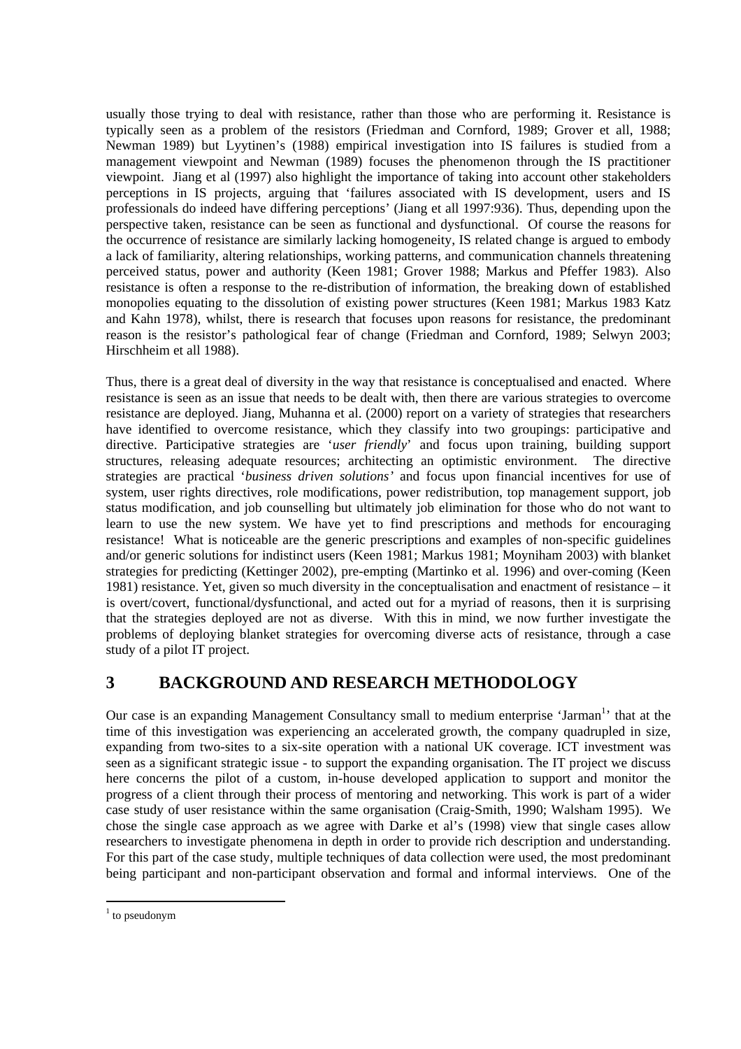usually those trying to deal with resistance, rather than those who are performing it. Resistance is typically seen as a problem of the resistors (Friedman and Cornford, 1989; Grover et all, 1988; Newman 1989) but Lyytinen's (1988) empirical investigation into IS failures is studied from a management viewpoint and Newman (1989) focuses the phenomenon through the IS practitioner viewpoint. Jiang et al (1997) also highlight the importance of taking into account other stakeholders perceptions in IS projects, arguing that 'failures associated with IS development, users and IS professionals do indeed have differing perceptions' (Jiang et all 1997:936). Thus, depending upon the perspective taken, resistance can be seen as functional and dysfunctional. Of course the reasons for the occurrence of resistance are similarly lacking homogeneity, IS related change is argued to embody a lack of familiarity, altering relationships, working patterns, and communication channels threatening perceived status, power and authority (Keen 1981; Grover 1988; Markus and Pfeffer 1983). Also resistance is often a response to the re-distribution of information, the breaking down of established monopolies equating to the dissolution of existing power structures (Keen 1981; Markus 1983 Katz and Kahn 1978), whilst, there is research that focuses upon reasons for resistance, the predominant reason is the resistor's pathological fear of change (Friedman and Cornford, 1989; Selwyn 2003; Hirschheim et all 1988).

Thus, there is a great deal of diversity in the way that resistance is conceptualised and enacted. Where resistance is seen as an issue that needs to be dealt with, then there are various strategies to overcome resistance are deployed. Jiang, Muhanna et al. (2000) report on a variety of strategies that researchers have identified to overcome resistance, which they classify into two groupings: participative and directive. Participative strategies are '*user friendly*' and focus upon training, building support structures, releasing adequate resources; architecting an optimistic environment. The directive strategies are practical '*business driven solutions'* and focus upon financial incentives for use of system, user rights directives, role modifications, power redistribution, top management support, job status modification, and job counselling but ultimately job elimination for those who do not want to learn to use the new system. We have yet to find prescriptions and methods for encouraging resistance! What is noticeable are the generic prescriptions and examples of non-specific guidelines and/or generic solutions for indistinct users (Keen 1981; Markus 1981; Moyniham 2003) with blanket strategies for predicting (Kettinger 2002), pre-empting (Martinko et al. 1996) and over-coming (Keen 1981) resistance. Yet, given so much diversity in the conceptualisation and enactment of resistance – it is overt/covert, functional/dysfunctional, and acted out for a myriad of reasons, then it is surprising that the strategies deployed are not as diverse. With this in mind, we now further investigate the problems of deploying blanket strategies for overcoming diverse acts of resistance, through a case study of a pilot IT project.

## 3 BACKGROUND AND RESEARCH METHODOLOGY

Our case is an expanding Management Consultancy small to medium enterprise 'Jarman[1]' that at the time of this investigation was experiencing an accelerated growth, the company quadrupled in size, expanding from two-sites to a six-site operation with a national UK coverage. ICT investment was seen as a significant strategic issue - to support the expanding organisation. The IT project we discuss here concerns the pilot of a custom, in-house developed application to support and monitor the progress of a client through their process of mentoring and networking. This work is part of a wider case study of user resistance within the same organisation (Craig-Smith, 1990; Walsham 1995). We chose the single case approach as we agree with Darke et al's (1998) view that single cases allow researchers to investigate phenomena in depth in order to provide rich description and understanding. For this part of the case study, multiple techniques of data collection were used, the most predominant being participant and non-participant observation and formal and informal interviews. One of the

[1] to pseudonym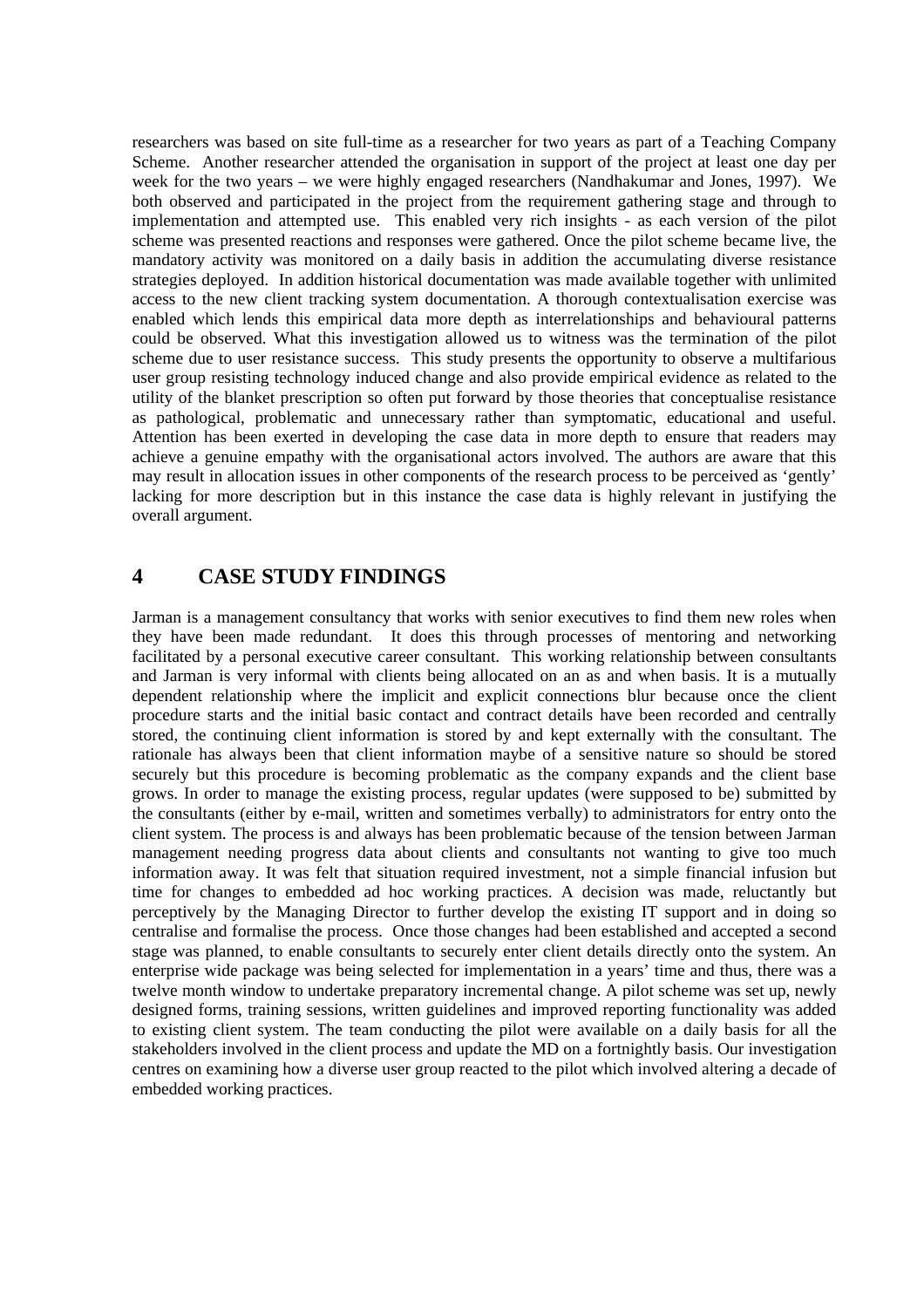researchers was based on site full-time as a researcher for two years as part of a Teaching Company Scheme. Another researcher attended the organisation in support of the project at least one day per week for the two years – we were highly engaged researchers (Nandhakumar and Jones, 1997). We both observed and participated in the project from the requirement gathering stage and through to implementation and attempted use. This enabled very rich insights - as each version of the pilot scheme was presented reactions and responses were gathered. Once the pilot scheme became live, the mandatory activity was monitored on a daily basis in addition the accumulating diverse resistance strategies deployed. In addition historical documentation was made available together with unlimited access to the new client tracking system documentation. A thorough contextualisation exercise was enabled which lends this empirical data more depth as interrelationships and behavioural patterns could be observed. What this investigation allowed us to witness was the termination of the pilot scheme due to user resistance success. This study presents the opportunity to observe a multifarious user group resisting technology induced change and also provide empirical evidence as related to the utility of the blanket prescription so often put forward by those theories that conceptualise resistance as pathological, problematic and unnecessary rather than symptomatic, educational and useful. Attention has been exerted in developing the case data in more depth to ensure that readers may achieve a genuine empathy with the organisational actors involved. The authors are aware that this may result in allocation issues in other components of the research process to be perceived as 'gently' lacking for more description but in this instance the case data is highly relevant in justifying the overall argument.

# 4 CASE STUDY FINDINGS

Jarman is a management consultancy that works with senior executives to find them new roles when they have been made redundant. It does this through processes of mentoring and networking facilitated by a personal executive career consultant. This working relationship between consultants and Jarman is very informal with clients being allocated on an as and when basis. It is a mutually dependent relationship where the implicit and explicit connections blur because once the client procedure starts and the initial basic contact and contract details have been recorded and centrally stored, the continuing client information is stored by and kept externally with the consultant. The rationale has always been that client information maybe of a sensitive nature so should be stored securely but this procedure is becoming problematic as the company expands and the client base grows. In order to manage the existing process, regular updates (were supposed to be) submitted by the consultants (either by e-mail, written and sometimes verbally) to administrators for entry onto the client system. The process is and always has been problematic because of the tension between Jarman management needing progress data about clients and consultants not wanting to give too much information away. It was felt that situation required investment, not a simple financial infusion but time for changes to embedded ad hoc working practices. A decision was made, reluctantly but perceptively by the Managing Director to further develop the existing IT support and in doing so centralise and formalise the process. Once those changes had been established and accepted a second stage was planned, to enable consultants to securely enter client details directly onto the system. An enterprise wide package was being selected for implementation in a years' time and thus, there was a twelve month window to undertake preparatory incremental change. A pilot scheme was set up, newly designed forms, training sessions, written guidelines and improved reporting functionality was added to existing client system. The team conducting the pilot were available on a daily basis for all the stakeholders involved in the client process and update the MD on a fortnightly basis. Our investigation centres on examining how a diverse user group reacted to the pilot which involved altering a decade of embedded working practices.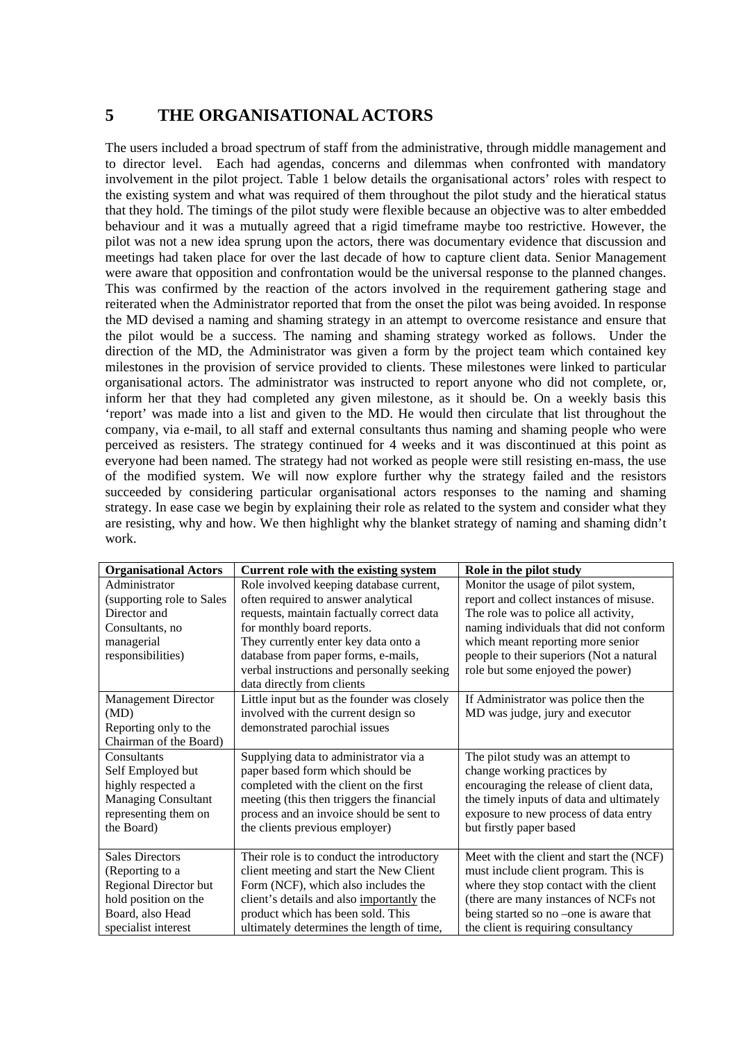## 5 THE ORGANISATIONAL ACTORS

The users included a broad spectrum of staff from the administrative, through middle management and to director level. Each had agendas, concerns and dilemmas when confronted with mandatory involvement in the pilot project. Table 1 below details the organisational actors' roles with respect to the existing system and what was required of them throughout the pilot study and the hieratical status that they hold. The timings of the pilot study were flexible because an objective was to alter embedded behaviour and it was a mutually agreed that a rigid timeframe maybe too restrictive. However, the pilot was not a new idea sprung upon the actors, there was documentary evidence that discussion and meetings had taken place for over the last decade of how to capture client data. Senior Management were aware that opposition and confrontation would be the universal response to the planned changes. This was confirmed by the reaction of the actors involved in the requirement gathering stage and reiterated when the Administrator reported that from the onset the pilot was being avoided. In response the MD devised a naming and shaming strategy in an attempt to overcome resistance and ensure that the pilot would be a success. The naming and shaming strategy worked as follows. Under the direction of the MD, the Administrator was given a form by the project team which contained key milestones in the provision of service provided to clients. These milestones were linked to particular organisational actors. The administrator was instructed to report anyone who did not complete, or, inform her that they had completed any given milestone, as it should be. On a weekly basis this 'report' was made into a list and given to the MD. He would then circulate that list throughout the company, via e-mail, to all staff and external consultants thus naming and shaming people who were perceived as resisters. The strategy continued for 4 weeks and it was discontinued at this point as everyone had been named. The strategy had not worked as people were still resisting en-mass, the use of the modified system. We will now explore further why the strategy failed and the resistors succeeded by considering particular organisational actors responses to the naming and shaming strategy. In ease case we begin by explaining their role as related to the system and consider what they are resisting, why and how. We then highlight why the blanket strategy of naming and shaming didn't work.

| Organisational Actors | Current role with the existing system | Role in the pilot study |
|---|---|---|
| Administrator (supporting role to Sales Director and Consultants, no managerial responsibilities) | Role involved keeping database current, often required to answer analytical requests, maintain factually correct data for monthly board reports. They currently enter key data onto a database from paper forms, e-mails, verbal instructions and personally seeking data directly from clients | Monitor the usage of pilot system, report and collect instances of misuse. The role was to police all activity, naming individuals that did not conform which meant reporting more senior people to their superiors (Not a natural role but some enjoyed the power) |
| Management Director (MD) Reporting only to the Chairman of the Board) | Little input but as the founder was closely involved with the current design so demonstrated parochial issues | If Administrator was police then the MD was judge, jury and executor |
| Consultants Self Employed but highly respected a Managing Consultant representing them on the Board) | Supplying data to administrator via a paper based form which should be completed with the client on the first meeting (this then triggers the financial process and an invoice should be sent to the clients previous employer) | The pilot study was an attempt to change working practices by encouraging the release of client data, the timely inputs of data and ultimately exposure to new process of data entry but firstly paper based |
| Sales Directors (Reporting to a Regional Director but hold position on the Board, also Head specialist interest | Their role is to conduct the introductory client meeting and start the New Client Form (NCF), which also includes the client's details and also importantly the product which has been sold. This ultimately determines the length of time, | Meet with the client and start the (NCF) must include client program. This is where they stop contact with the client (there are many instances of NCFs not being started so no –one is aware that the client is requiring consultancy |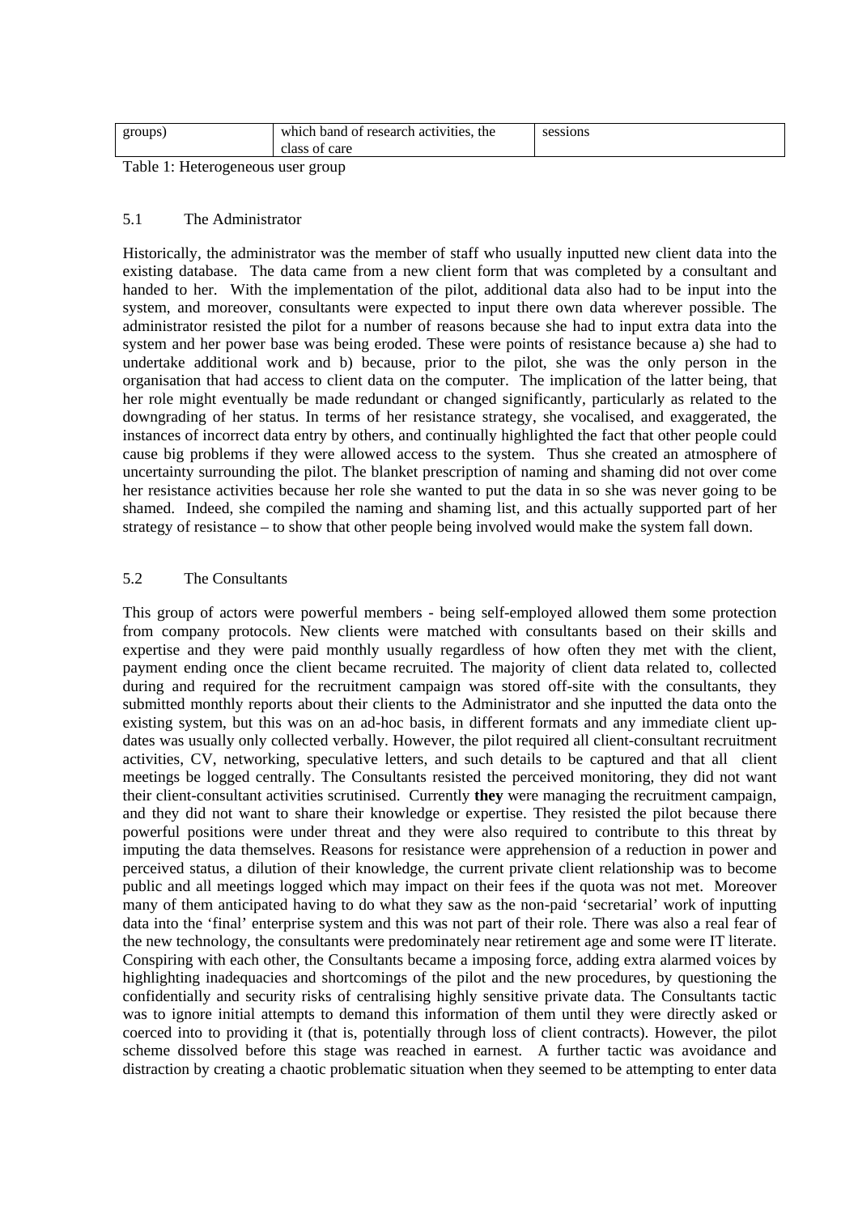| groups) | which band of research activities, the class of care | sessions |
|---|---|---|

Table 1: Heterogeneous user group

### 5.1 The Administrator

Historically, the administrator was the member of staff who usually inputted new client data into the existing database. The data came from a new client form that was completed by a consultant and handed to her. With the implementation of the pilot, additional data also had to be input into the system, and moreover, consultants were expected to input there own data wherever possible. The administrator resisted the pilot for a number of reasons because she had to input extra data into the system and her power base was being eroded. These were points of resistance because a) she had to undertake additional work and b) because, prior to the pilot, she was the only person in the organisation that had access to client data on the computer. The implication of the latter being, that her role might eventually be made redundant or changed significantly, particularly as related to the downgrading of her status. In terms of her resistance strategy, she vocalised, and exaggerated, the instances of incorrect data entry by others, and continually highlighted the fact that other people could cause big problems if they were allowed access to the system. Thus she created an atmosphere of uncertainty surrounding the pilot. The blanket prescription of naming and shaming did not over come her resistance activities because her role she wanted to put the data in so she was never going to be shamed. Indeed, she compiled the naming and shaming list, and this actually supported part of her strategy of resistance – to show that other people being involved would make the system fall down.

### 5.2 The Consultants

This group of actors were powerful members - being self-employed allowed them some protection from company protocols. New clients were matched with consultants based on their skills and expertise and they were paid monthly usually regardless of how often they met with the client, payment ending once the client became recruited. The majority of client data related to, collected during and required for the recruitment campaign was stored off-site with the consultants, they submitted monthly reports about their clients to the Administrator and she inputted the data onto the existing system, but this was on an ad-hoc basis, in different formats and any immediate client up-dates was usually only collected verbally. However, the pilot required all client-consultant recruitment activities, CV, networking, speculative letters, and such details to be captured and that all client meetings be logged centrally. The Consultants resisted the perceived monitoring, they did not want their client-consultant activities scrutinised. Currently **they** were managing the recruitment campaign, and they did not want to share their knowledge or expertise. They resisted the pilot because there powerful positions were under threat and they were also required to contribute to this threat by imputing the data themselves. Reasons for resistance were apprehension of a reduction in power and perceived status, a dilution of their knowledge, the current private client relationship was to become public and all meetings logged which may impact on their fees if the quota was not met. Moreover many of them anticipated having to do what they saw as the non-paid 'secretarial' work of inputting data into the 'final' enterprise system and this was not part of their role. There was also a real fear of the new technology, the consultants were predominately near retirement age and some were IT literate. Conspiring with each other, the Consultants became a imposing force, adding extra alarmed voices by highlighting inadequacies and shortcomings of the pilot and the new procedures, by questioning the confidentially and security risks of centralising highly sensitive private data. The Consultants tactic was to ignore initial attempts to demand this information of them until they were directly asked or coerced into to providing it (that is, potentially through loss of client contracts). However, the pilot scheme dissolved before this stage was reached in earnest. A further tactic was avoidance and distraction by creating a chaotic problematic situation when they seemed to be attempting to enter data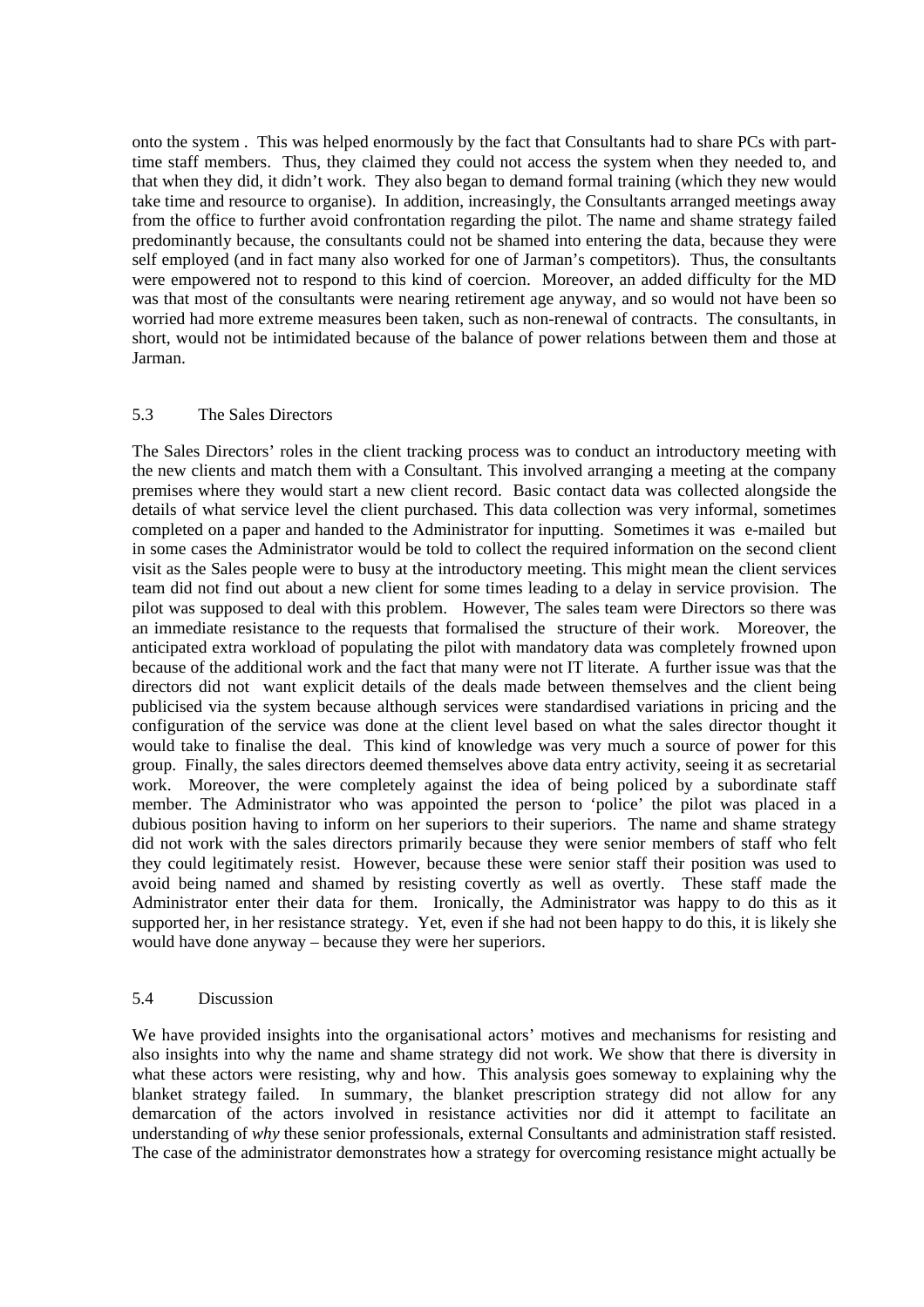onto the system . This was helped enormously by the fact that Consultants had to share PCs with part-time staff members. Thus, they claimed they could not access the system when they needed to, and that when they did, it didn't work. They also began to demand formal training (which they new would take time and resource to organise). In addition, increasingly, the Consultants arranged meetings away from the office to further avoid confrontation regarding the pilot. The name and shame strategy failed predominantly because, the consultants could not be shamed into entering the data, because they were self employed (and in fact many also worked for one of Jarman's competitors). Thus, the consultants were empowered not to respond to this kind of coercion. Moreover, an added difficulty for the MD was that most of the consultants were nearing retirement age anyway, and so would not have been so worried had more extreme measures been taken, such as non-renewal of contracts. The consultants, in short, would not be intimidated because of the balance of power relations between them and those at Jarman.

### 5.3 The Sales Directors

The Sales Directors' roles in the client tracking process was to conduct an introductory meeting with the new clients and match them with a Consultant. This involved arranging a meeting at the company premises where they would start a new client record. Basic contact data was collected alongside the details of what service level the client purchased. This data collection was very informal, sometimes completed on a paper and handed to the Administrator for inputting. Sometimes it was e-mailed but in some cases the Administrator would be told to collect the required information on the second client visit as the Sales people were to busy at the introductory meeting. This might mean the client services team did not find out about a new client for some times leading to a delay in service provision. The pilot was supposed to deal with this problem. However, The sales team were Directors so there was an immediate resistance to the requests that formalised the structure of their work. Moreover, the anticipated extra workload of populating the pilot with mandatory data was completely frowned upon because of the additional work and the fact that many were not IT literate. A further issue was that the directors did not want explicit details of the deals made between themselves and the client being publicised via the system because although services were standardised variations in pricing and the configuration of the service was done at the client level based on what the sales director thought it would take to finalise the deal. This kind of knowledge was very much a source of power for this group. Finally, the sales directors deemed themselves above data entry activity, seeing it as secretarial work. Moreover, the were completely against the idea of being policed by a subordinate staff member. The Administrator who was appointed the person to 'police' the pilot was placed in a dubious position having to inform on her superiors to their superiors. The name and shame strategy did not work with the sales directors primarily because they were senior members of staff who felt they could legitimately resist. However, because these were senior staff their position was used to avoid being named and shamed by resisting covertly as well as overtly. These staff made the Administrator enter their data for them. Ironically, the Administrator was happy to do this as it supported her, in her resistance strategy. Yet, even if she had not been happy to do this, it is likely she would have done anyway – because they were her superiors.

### 5.4 Discussion

We have provided insights into the organisational actors' motives and mechanisms for resisting and also insights into why the name and shame strategy did not work. We show that there is diversity in what these actors were resisting, why and how. This analysis goes someway to explaining why the blanket strategy failed. In summary, the blanket prescription strategy did not allow for any demarcation of the actors involved in resistance activities nor did it attempt to facilitate an understanding of *why* these senior professionals, external Consultants and administration staff resisted. The case of the administrator demonstrates how a strategy for overcoming resistance might actually be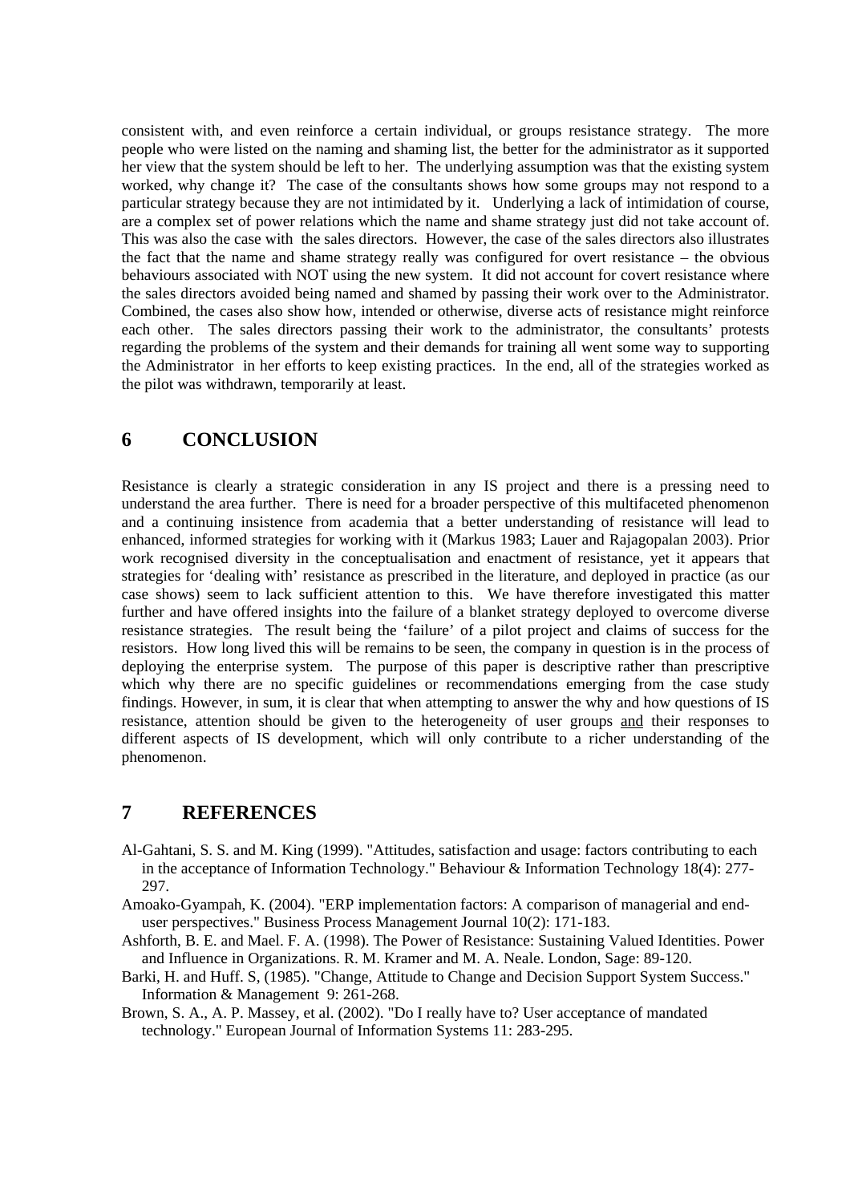consistent with, and even reinforce a certain individual, or groups resistance strategy. The more people who were listed on the naming and shaming list, the better for the administrator as it supported her view that the system should be left to her. The underlying assumption was that the existing system worked, why change it? The case of the consultants shows how some groups may not respond to a particular strategy because they are not intimidated by it. Underlying a lack of intimidation of course, are a complex set of power relations which the name and shame strategy just did not take account of. This was also the case with the sales directors. However, the case of the sales directors also illustrates the fact that the name and shame strategy really was configured for overt resistance – the obvious behaviours associated with NOT using the new system. It did not account for covert resistance where the sales directors avoided being named and shamed by passing their work over to the Administrator. Combined, the cases also show how, intended or otherwise, diverse acts of resistance might reinforce each other. The sales directors passing their work to the administrator, the consultants' protests regarding the problems of the system and their demands for training all went some way to supporting the Administrator in her efforts to keep existing practices. In the end, all of the strategies worked as the pilot was withdrawn, temporarily at least.

## 6 CONCLUSION

Resistance is clearly a strategic consideration in any IS project and there is a pressing need to understand the area further. There is need for a broader perspective of this multifaceted phenomenon and a continuing insistence from academia that a better understanding of resistance will lead to enhanced, informed strategies for working with it (Markus 1983; Lauer and Rajagopalan 2003). Prior work recognised diversity in the conceptualisation and enactment of resistance, yet it appears that strategies for 'dealing with' resistance as prescribed in the literature, and deployed in practice (as our case shows) seem to lack sufficient attention to this. We have therefore investigated this matter further and have offered insights into the failure of a blanket strategy deployed to overcome diverse resistance strategies. The result being the 'failure' of a pilot project and claims of success for the resistors. How long lived this will be remains to be seen, the company in question is in the process of deploying the enterprise system. The purpose of this paper is descriptive rather than prescriptive which why there are no specific guidelines or recommendations emerging from the case study findings. However, in sum, it is clear that when attempting to answer the why and how questions of IS resistance, attention should be given to the heterogeneity of user groups <u>and</u> their responses to different aspects of IS development, which will only contribute to a richer understanding of the phenomenon.

## 7 REFERENCES

Al-Gahtani, S. S. and M. King (1999). "Attitudes, satisfaction and usage: factors contributing to each in the acceptance of Information Technology." Behaviour & Information Technology 18(4): 277-297.

Amoako-Gyampah, K. (2004). "ERP implementation factors: A comparison of managerial and end-user perspectives." Business Process Management Journal 10(2): 171-183.

Ashforth, B. E. and Mael. F. A. (1998). The Power of Resistance: Sustaining Valued Identities. Power and Influence in Organizations. R. M. Kramer and M. A. Neale. London, Sage: 89-120.

Barki, H. and Huff. S, (1985). "Change, Attitude to Change and Decision Support System Success." Information & Management 9: 261-268.

Brown, S. A., A. P. Massey, et al. (2002). "Do I really have to? User acceptance of mandated technology." European Journal of Information Systems 11: 283-295.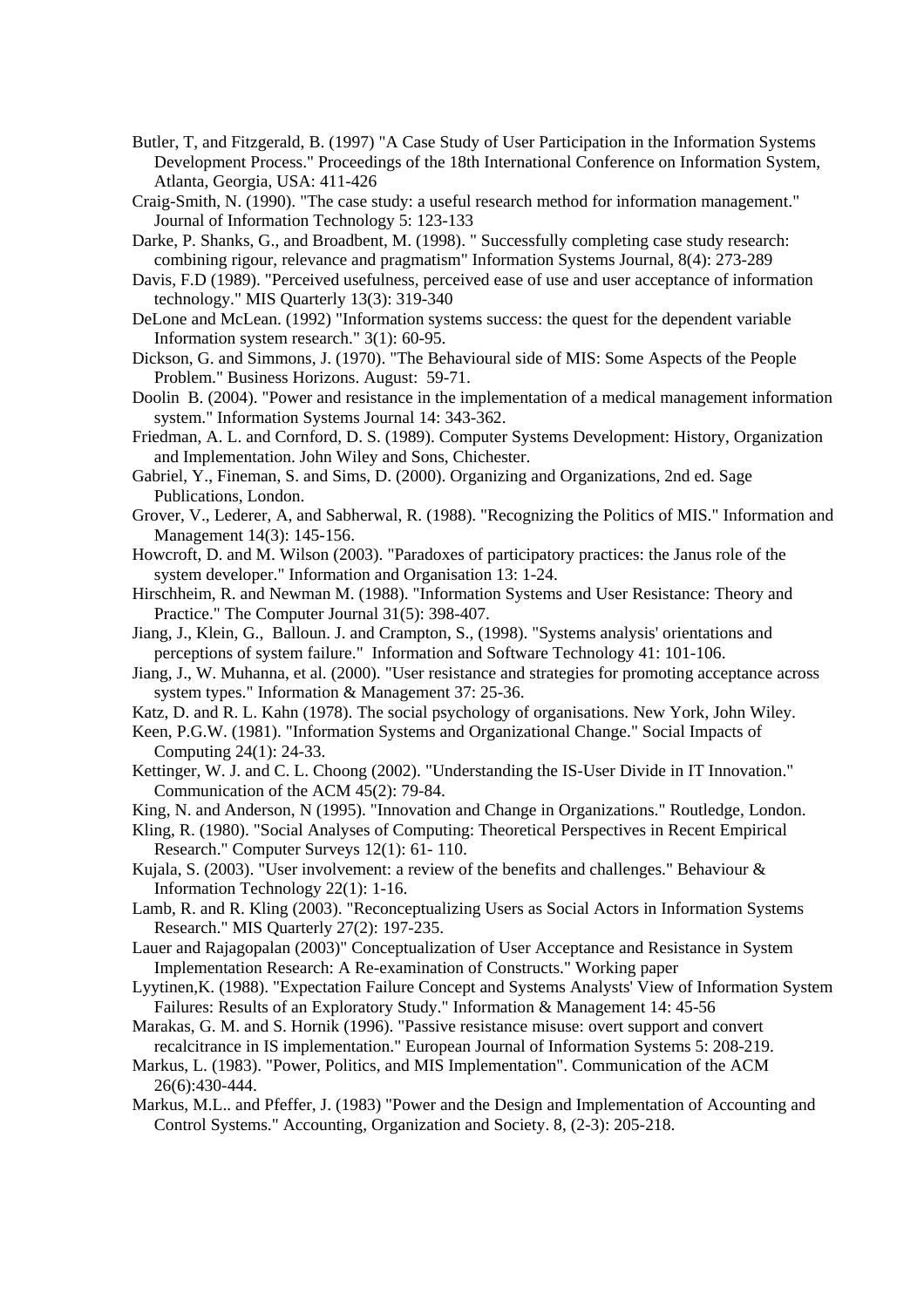Butler, T, and Fitzgerald, B. (1997) "A Case Study of User Participation in the Information Systems Development Process." Proceedings of the 18th International Conference on Information System, Atlanta, Georgia, USA: 411-426

Craig-Smith, N. (1990). "The case study: a useful research method for information management." Journal of Information Technology 5: 123-133

Darke, P. Shanks, G., and Broadbent, M. (1998). " Successfully completing case study research: combining rigour, relevance and pragmatism" Information Systems Journal, 8(4): 273-289

Davis, F.D (1989). "Perceived usefulness, perceived ease of use and user acceptance of information technology." MIS Quarterly 13(3): 319-340

DeLone and McLean. (1992) "Information systems success: the quest for the dependent variable Information system research." 3(1): 60-95.

Dickson, G. and Simmons, J. (1970). "The Behavioural side of MIS: Some Aspects of the People Problem." Business Horizons. August: 59-71.

Doolin B. (2004). "Power and resistance in the implementation of a medical management information system." Information Systems Journal 14: 343-362.

Friedman, A. L. and Cornford, D. S. (1989). Computer Systems Development: History, Organization and Implementation. John Wiley and Sons, Chichester.

Gabriel, Y., Fineman, S. and Sims, D. (2000). Organizing and Organizations, 2nd ed. Sage Publications, London.

Grover, V., Lederer, A, and Sabherwal, R. (1988). "Recognizing the Politics of MIS." Information and Management 14(3): 145-156.

Howcroft, D. and M. Wilson (2003). "Paradoxes of participatory practices: the Janus role of the system developer." Information and Organisation 13: 1-24.

Hirschheim, R. and Newman M. (1988). "Information Systems and User Resistance: Theory and Practice." The Computer Journal 31(5): 398-407.

Jiang, J., Klein, G., Balloun. J. and Crampton, S., (1998). "Systems analysis' orientations and perceptions of system failure." Information and Software Technology 41: 101-106.

Jiang, J., W. Muhanna, et al. (2000). "User resistance and strategies for promoting acceptance across system types." Information & Management 37: 25-36.

Katz, D. and R. L. Kahn (1978). The social psychology of organisations. New York, John Wiley.

Keen, P.G.W. (1981). "Information Systems and Organizational Change." Social Impacts of Computing 24(1): 24-33.

Kettinger, W. J. and C. L. Choong (2002). "Understanding the IS-User Divide in IT Innovation." Communication of the ACM 45(2): 79-84.

King, N. and Anderson, N (1995). "Innovation and Change in Organizations." Routledge, London.

Kling, R. (1980). "Social Analyses of Computing: Theoretical Perspectives in Recent Empirical Research." Computer Surveys 12(1): 61- 110.

Kujala, S. (2003). "User involvement: a review of the benefits and challenges." Behaviour & Information Technology 22(1): 1-16.

Lamb, R. and R. Kling (2003). "Reconceptualizing Users as Social Actors in Information Systems Research." MIS Quarterly 27(2): 197-235.

Lauer and Rajagopalan (2003)" Conceptualization of User Acceptance and Resistance in System Implementation Research: A Re-examination of Constructs." Working paper

Lyytinen,K. (1988). "Expectation Failure Concept and Systems Analysts' View of Information System Failures: Results of an Exploratory Study." Information & Management 14: 45-56

Marakas, G. M. and S. Hornik (1996). "Passive resistance misuse: overt support and convert recalcitrance in IS implementation." European Journal of Information Systems 5: 208-219.

Markus, L. (1983). "Power, Politics, and MIS Implementation". Communication of the ACM 26(6):430-444.

Markus, M.L.. and Pfeffer, J. (1983) "Power and the Design and Implementation of Accounting and Control Systems." Accounting, Organization and Society. 8, (2-3): 205-218.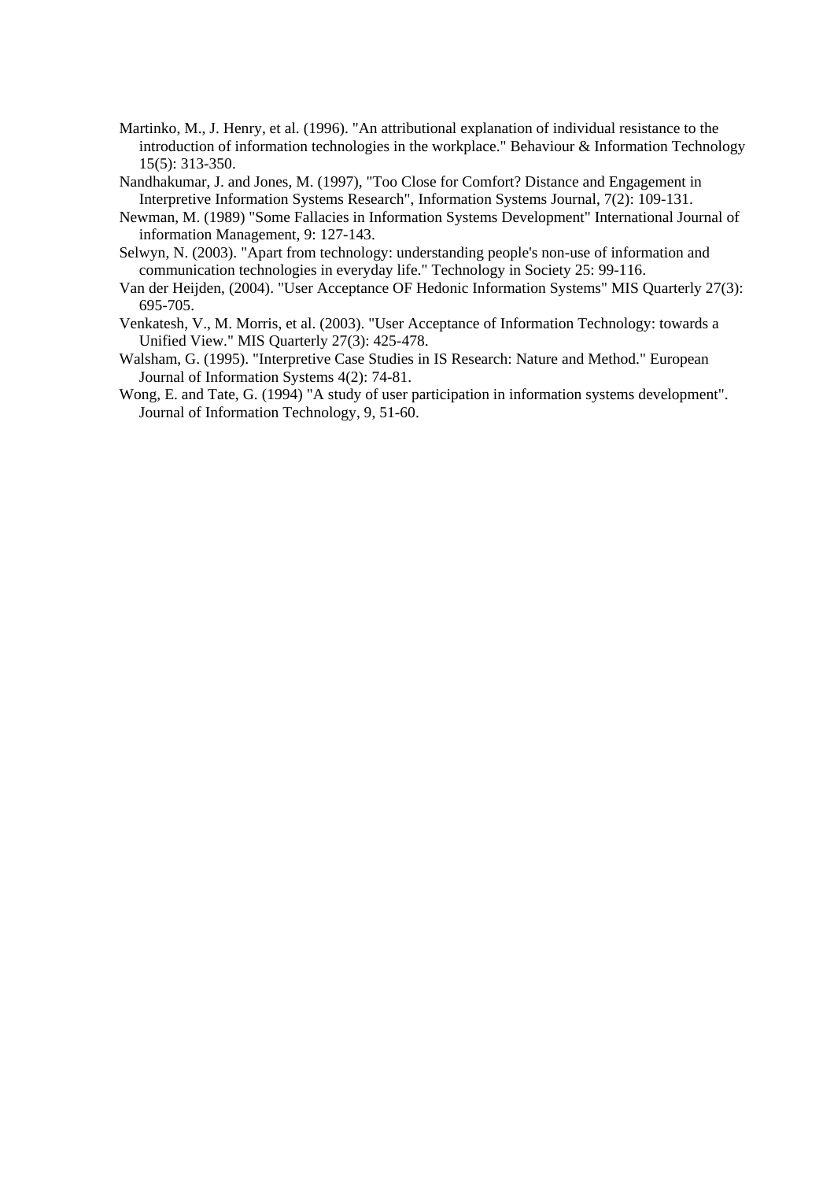Martinko, M., J. Henry, et al. (1996). "An attributional explanation of individual resistance to the introduction of information technologies in the workplace." Behaviour & Information Technology 15(5): 313-350.

Nandhakumar, J. and Jones, M. (1997), "Too Close for Comfort? Distance and Engagement in Interpretive Information Systems Research", Information Systems Journal, 7(2): 109-131.

Newman, M. (1989) "Some Fallacies in Information Systems Development" International Journal of information Management, 9: 127-143.

Selwyn, N. (2003). "Apart from technology: understanding people's non-use of information and communication technologies in everyday life." Technology in Society 25: 99-116.

Van der Heijden, (2004). "User Acceptance OF Hedonic Information Systems" MIS Quarterly 27(3): 695-705.

Venkatesh, V., M. Morris, et al. (2003). "User Acceptance of Information Technology: towards a Unified View." MIS Quarterly 27(3): 425-478.

Walsham, G. (1995). "Interpretive Case Studies in IS Research: Nature and Method." European Journal of Information Systems 4(2): 74-81.

Wong, E. and Tate, G. (1994) "A study of user participation in information systems development". Journal of Information Technology, 9, 51-60.